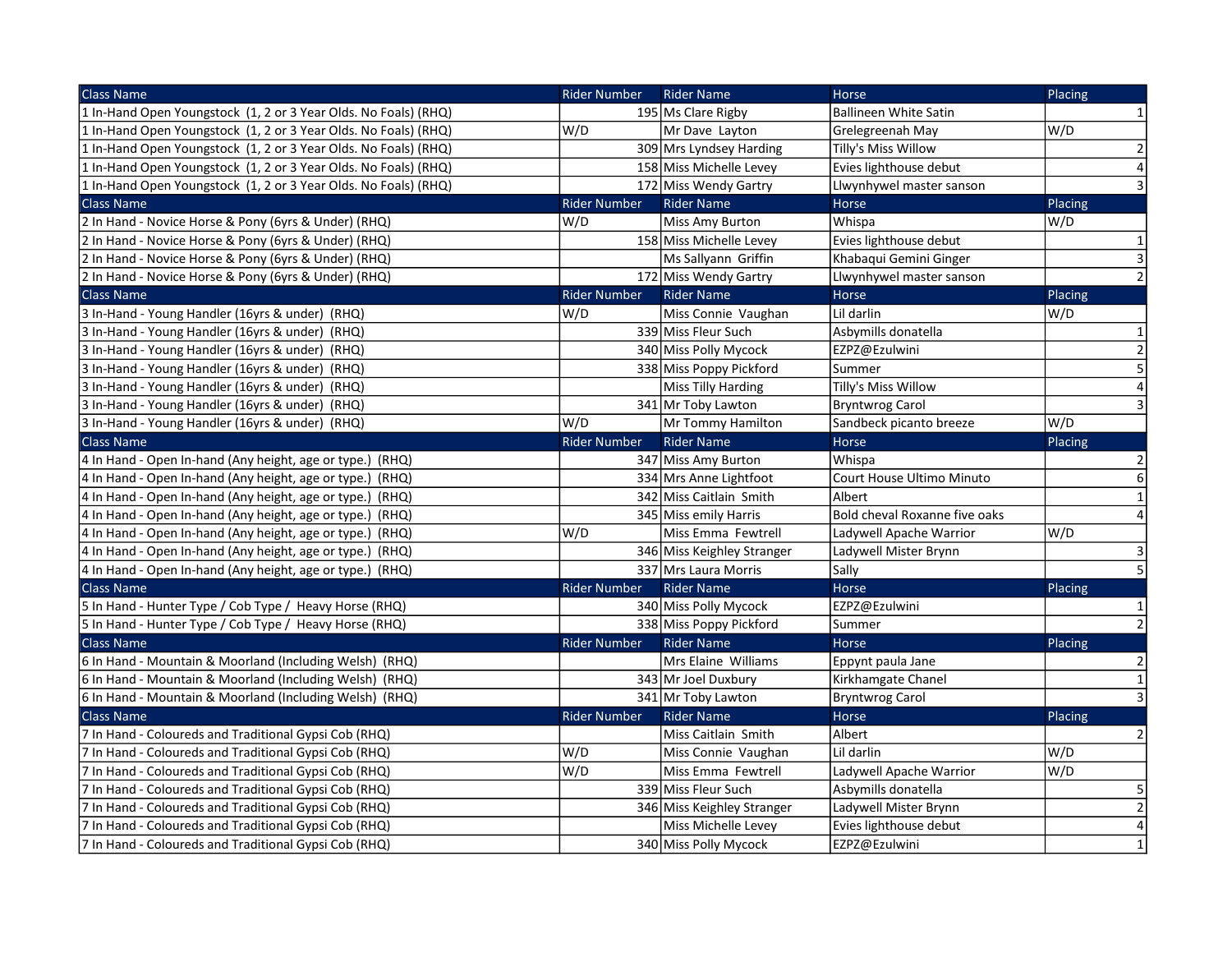| Class Name | Rider Number | Rider Name | Horse | Placing |
|---|---|---|---|---|
| 1 In-Hand Open Youngstock (1, 2 or 3 Year Olds. No Foals) (RHQ) | 195 | Ms Clare Rigby | Ballineen White Satin | 1 |
| 1 In-Hand Open Youngstock (1, 2 or 3 Year Olds. No Foals) (RHQ) | W/D | Mr Dave Layton | Grelegreenah May | W/D |
| 1 In-Hand Open Youngstock (1, 2 or 3 Year Olds. No Foals) (RHQ) | 309 | Mrs Lyndsey Harding | Tilly's Miss Willow | 2 |
| 1 In-Hand Open Youngstock (1, 2 or 3 Year Olds. No Foals) (RHQ) | 158 | Miss Michelle Levey | Evies lighthouse debut | 4 |
| 1 In-Hand Open Youngstock (1, 2 or 3 Year Olds. No Foals) (RHQ) | 172 | Miss Wendy Gartry | Llwynhywel master sanson | 3 |
| Class Name | Rider Number | Rider Name | Horse | Placing |
| 2 In Hand - Novice Horse & Pony (6yrs & Under) (RHQ) | W/D | Miss Amy Burton | Whispa | W/D |
| 2 In Hand - Novice Horse & Pony (6yrs & Under) (RHQ) | 158 | Miss Michelle Levey | Evies lighthouse debut | 1 |
| 2 In Hand - Novice Horse & Pony (6yrs & Under) (RHQ) | | Ms Sallyann Griffin | Khabaqui Gemini Ginger | 3 |
| 2 In Hand - Novice Horse & Pony (6yrs & Under) (RHQ) | 172 | Miss Wendy Gartry | Llwynhywel master sanson | 2 |
| Class Name | Rider Number | Rider Name | Horse | Placing |
| 3 In-Hand - Young Handler (16yrs & under) (RHQ) | W/D | Miss Connie Vaughan | Lil darlin | W/D |
| 3 In-Hand - Young Handler (16yrs & under) (RHQ) | 339 | Miss Fleur Such | Asbymills donatella | 1 |
| 3 In-Hand - Young Handler (16yrs & under) (RHQ) | 340 | Miss Polly Mycock | EZPZ@Ezulwini | 2 |
| 3 In-Hand - Young Handler (16yrs & under) (RHQ) | 338 | Miss Poppy Pickford | Summer | 5 |
| 3 In-Hand - Young Handler (16yrs & under) (RHQ) | | Miss Tilly Harding | Tilly's Miss Willow | 4 |
| 3 In-Hand - Young Handler (16yrs & under) (RHQ) | 341 | Mr Toby Lawton | Bryntwrog Carol | 3 |
| 3 In-Hand - Young Handler (16yrs & under) (RHQ) | W/D | Mr Tommy Hamilton | Sandbeck picanto breeze | W/D |
| Class Name | Rider Number | Rider Name | Horse | Placing |
| 4 In Hand - Open In-hand (Any height, age or type.) (RHQ) | 347 | Miss Amy Burton | Whispa | 2 |
| 4 In Hand - Open In-hand (Any height, age or type.) (RHQ) | 334 | Mrs Anne Lightfoot | Court House Ultimo Minuto | 6 |
| 4 In Hand - Open In-hand (Any height, age or type.) (RHQ) | 342 | Miss Caitlain Smith | Albert | 1 |
| 4 In Hand - Open In-hand (Any height, age or type.) (RHQ) | 345 | Miss emily Harris | Bold cheval Roxanne five oaks | 4 |
| 4 In Hand - Open In-hand (Any height, age or type.) (RHQ) | W/D | Miss Emma Fewtrell | Ladywell Apache Warrior | W/D |
| 4 In Hand - Open In-hand (Any height, age or type.) (RHQ) | 346 | Miss Keighley Stranger | Ladywell Mister Brynn | 3 |
| 4 In Hand - Open In-hand (Any height, age or type.) (RHQ) | 337 | Mrs Laura Morris | Sally | 5 |
| Class Name | Rider Number | Rider Name | Horse | Placing |
| 5 In Hand - Hunter Type / Cob Type / Heavy Horse (RHQ) | 340 | Miss Polly Mycock | EZPZ@Ezulwini | 1 |
| 5 In Hand - Hunter Type / Cob Type / Heavy Horse (RHQ) | 338 | Miss Poppy Pickford | Summer | 2 |
| Class Name | Rider Number | Rider Name | Horse | Placing |
| 6 In Hand - Mountain & Moorland (Including Welsh) (RHQ) | | Mrs Elaine Williams | Eppynt paula Jane | 2 |
| 6 In Hand - Mountain & Moorland (Including Welsh) (RHQ) | 343 | Mr Joel Duxbury | Kirkhamgate Chanel | 1 |
| 6 In Hand - Mountain & Moorland (Including Welsh) (RHQ) | 341 | Mr Toby Lawton | Bryntwrog Carol | 3 |
| Class Name | Rider Number | Rider Name | Horse | Placing |
| 7 In Hand - Coloureds and Traditional Gypsi Cob (RHQ) | | Miss Caitlain Smith | Albert | 2 |
| 7 In Hand - Coloureds and Traditional Gypsi Cob (RHQ) | W/D | Miss Connie Vaughan | Lil darlin | W/D |
| 7 In Hand - Coloureds and Traditional Gypsi Cob (RHQ) | W/D | Miss Emma Fewtrell | Ladywell Apache Warrior | W/D |
| 7 In Hand - Coloureds and Traditional Gypsi Cob (RHQ) | 339 | Miss Fleur Such | Asbymills donatella | 5 |
| 7 In Hand - Coloureds and Traditional Gypsi Cob (RHQ) | 346 | Miss Keighley Stranger | Ladywell Mister Brynn | 2 |
| 7 In Hand - Coloureds and Traditional Gypsi Cob (RHQ) | | Miss Michelle Levey | Evies lighthouse debut | 4 |
| 7 In Hand - Coloureds and Traditional Gypsi Cob (RHQ) | 340 | Miss Polly Mycock | EZPZ@Ezulwini | 1 |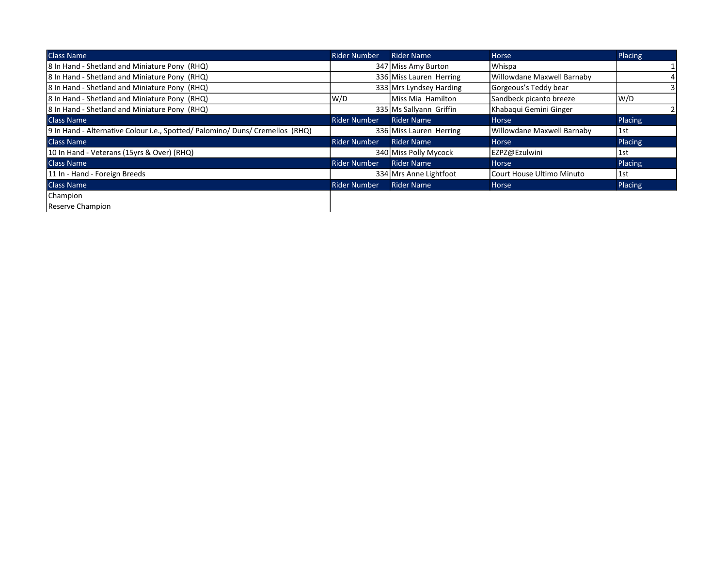| Class Name | Rider Number | Rider Name | Horse | Placing |
| --- | --- | --- | --- | --- |
| 8 In Hand - Shetland and Miniature Pony (RHQ) | 347 | Miss Amy Burton | Whispa | 1 |
| 8 In Hand - Shetland and Miniature Pony (RHQ) | 336 | Miss Lauren Herring | Willowdane Maxwell Barnaby | 4 |
| 8 In Hand - Shetland and Miniature Pony (RHQ) | 333 | Mrs Lyndsey Harding | Gorgeous's Teddy bear | 3 |
| 8 In Hand - Shetland and Miniature Pony (RHQ) | W/D | Miss Mia Hamilton | Sandbeck picanto breeze | W/D |
| 8 In Hand - Shetland and Miniature Pony (RHQ) | 335 | Ms Sallyann Griffin | Khabaqui Gemini Ginger | 2 |
| **Class Name** | **Rider Number** | **Rider Name** | **Horse** | **Placing** |
| 9 In Hand - Alternative Colour i.e., Spotted/ Palomino/ Duns/ Cremellos (RHQ) | 336 | Miss Lauren Herring | Willowdane Maxwell Barnaby | 1st |
| **Class Name** | **Rider Number** | **Rider Name** | **Horse** | **Placing** |
| 10 In Hand - Veterans (15yrs & Over) (RHQ) | 340 | Miss Polly Mycock | EZPZ@Ezulwini | 1st |
| **Class Name** | **Rider Number** | **Rider Name** | **Horse** | **Placing** |
| 11 In - Hand - Foreign Breeds | 334 | Mrs Anne Lightfoot | Court House Ultimo Minuto | 1st |
| **Class Name** | **Rider Number** | **Rider Name** | **Horse** | **Placing** |
| Champion | | | | |
| Reserve Champion | | | | |